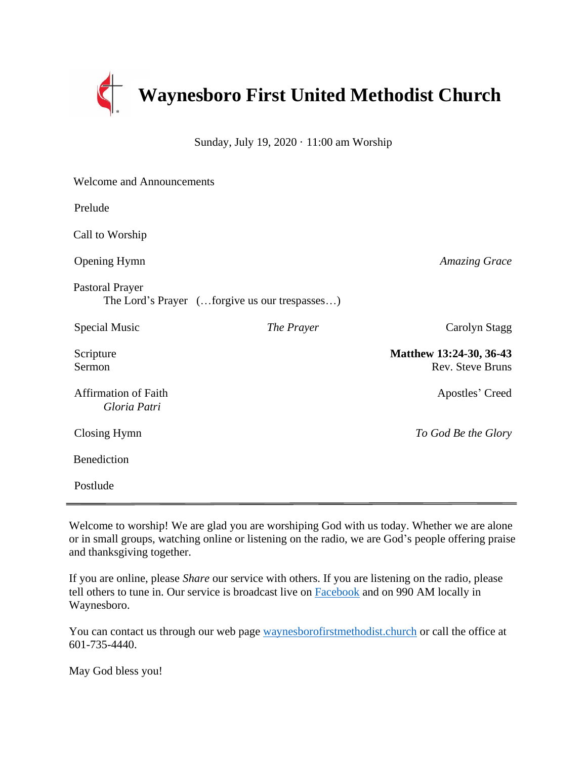# Waynesboro First United Methodist Church

Sunday, July 19, 2020 · 11:00 am Worship

| | | |
|---|---|---|
| Welcome and Announcements | | |
| Prelude | | |
| Call to Worship | | |
| Opening Hymn | | *Amazing Grace* |
| Pastoral Prayer<br>The Lord's Prayer (…forgive us our trespasses…) | | |
| Special Music | *The Prayer* | Carolyn Stagg |
| Scripture<br>Sermon | | **Matthew 13:24-30, 36-43**<br>Rev. Steve Bruns |
| Affirmation of Faith<br>*Gloria Patri* | | Apostles' Creed |
| Closing Hymn | | *To God Be the Glory* |
| Benediction | | |
| Postlude | | |

---

Welcome to worship! We are glad you are worshiping God with us today. Whether we are alone or in small groups, watching online or listening on the radio, we are God's people offering praise and thanksgiving together.

If you are online, please *Share* our service with others. If you are listening on the radio, please tell others to tune in. Our service is broadcast live on Facebook and on 990 AM locally in Waynesboro.

You can contact us through our web page waynesborofirstmethodist.church or call the office at 601-735-4440.

May God bless you!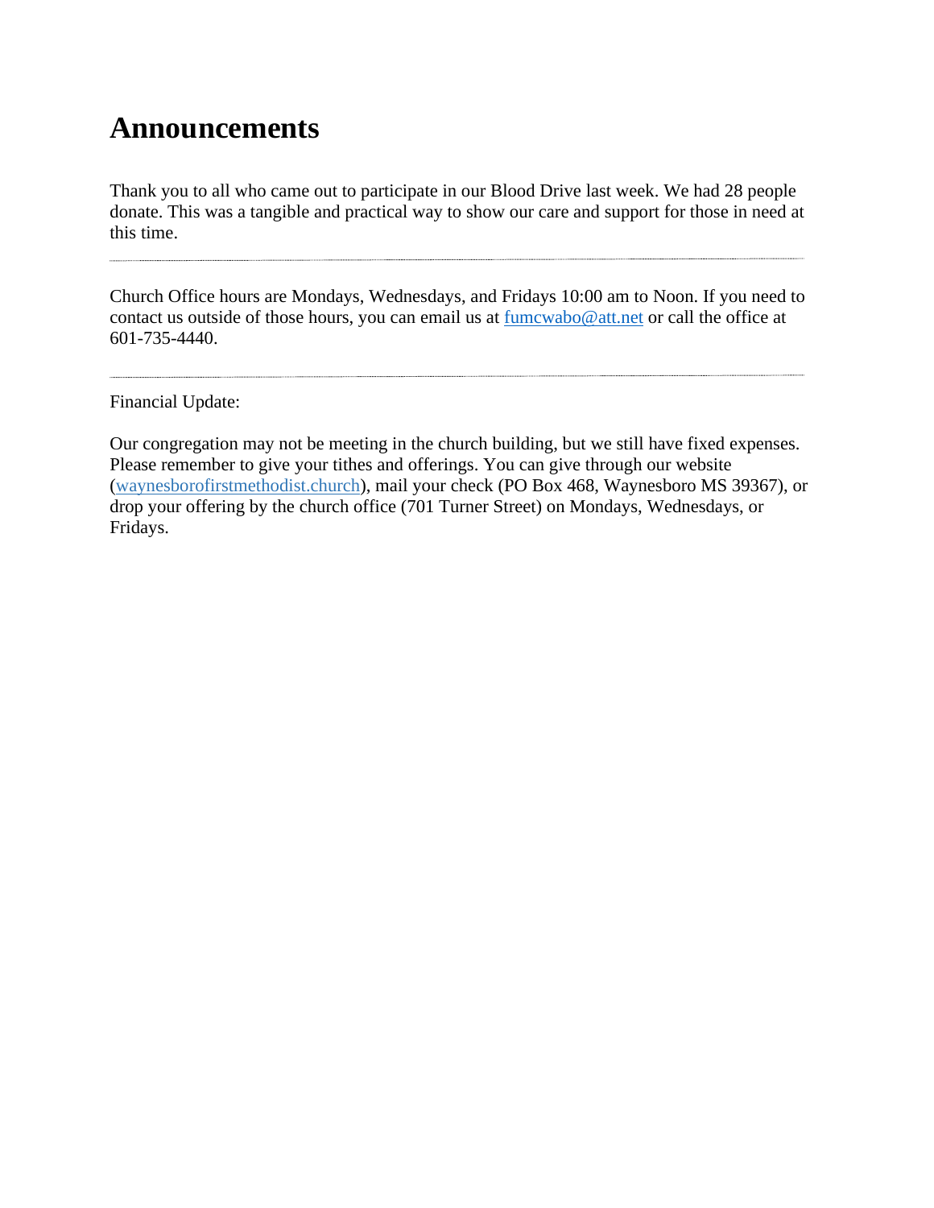# Announcements

Thank you to all who came out to participate in our Blood Drive last week. We had 28 people donate. This was a tangible and practical way to show our care and support for those in need at this time.

---

Church Office hours are Mondays, Wednesdays, and Fridays 10:00 am to Noon. If you need to contact us outside of those hours, you can email us at fumcwabo@att.net or call the office at 601-735-4440.

---

Financial Update:

Our congregation may not be meeting in the church building, but we still have fixed expenses. Please remember to give your tithes and offerings. You can give through our website (waynesborofirstmethodist.church), mail your check (PO Box 468, Waynesboro MS 39367), or drop your offering by the church office (701 Turner Street) on Mondays, Wednesdays, or Fridays.